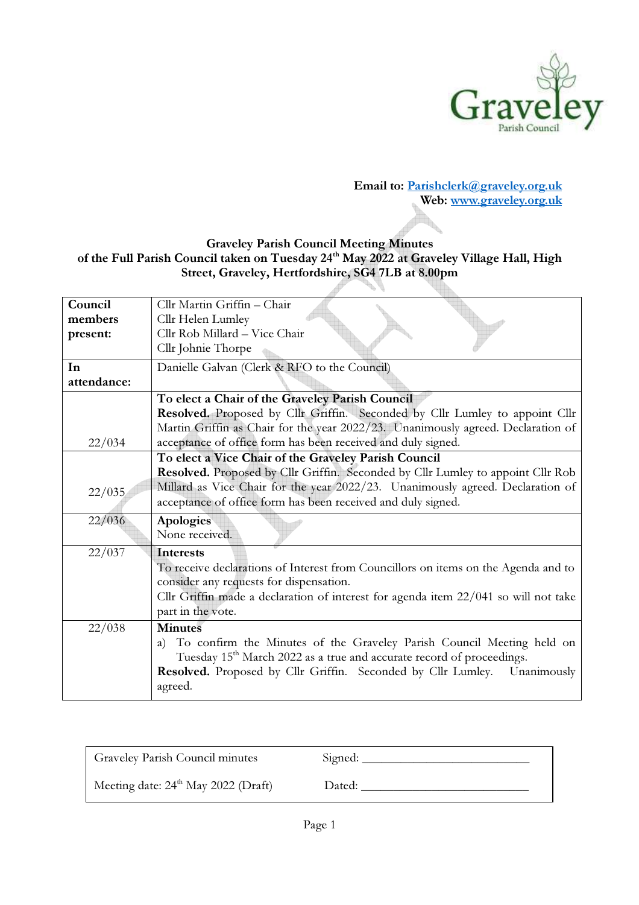**Email to:** [Parishclerk@graveley.org.uk](mailto:Parishclerk@graveley.org.uk)
**Web:** [www.graveley.org.uk](http://www.graveley.org.uk)

# Graveley Parish Council Meeting Minutes

## of the Full Parish Council taken on Tuesday 24th May 2022 at Graveley Village Hall, High Street, Graveley, Hertfordshire, SG4 7LB at 8.00pm

| | |
|---|---|
| **Council members present:** | Cllr Martin Griffin – Chair<br>Cllr Helen Lumley<br>Cllr Rob Millard – Vice Chair<br>Cllr Johnie Thorpe |
| **In attendance:** | Danielle Galvan (Clerk & RFO to the Council) |
| 22/034 | **To elect a Chair of the Graveley Parish Council**<br>**Resolved.** Proposed by Cllr Griffin. Seconded by Cllr Lumley to appoint Cllr Martin Griffin as Chair for the year 2022/23. Unanimously agreed. Declaration of acceptance of office form has been received and duly signed. |
| 22/035 | **To elect a Vice Chair of the Graveley Parish Council**<br>**Resolved.** Proposed by Cllr Griffin. Seconded by Cllr Lumley to appoint Cllr Rob Millard as Vice Chair for the year 2022/23. Unanimously agreed. Declaration of acceptance of office form has been received and duly signed. |
| 22/036 | **Apologies**<br>None received. |
| 22/037 | **Interests**<br>To receive declarations of Interest from Councillors on items on the Agenda and to consider any requests for dispensation.<br>Cllr Griffin made a declaration of interest for agenda item 22/041 so will not take part in the vote. |
| 22/038 | **Minutes**<br>a) To confirm the Minutes of the Graveley Parish Council Meeting held on Tuesday 15th March 2022 as a true and accurate record of proceedings.<br>**Resolved.** Proposed by Cllr Griffin. Seconded by Cllr Lumley. Unanimously agreed. |

| | |
|---|---|
| Graveley Parish Council minutes | Signed: ______________________ |
| Meeting date: 24th May 2022 (Draft) | Dated: ______________________ |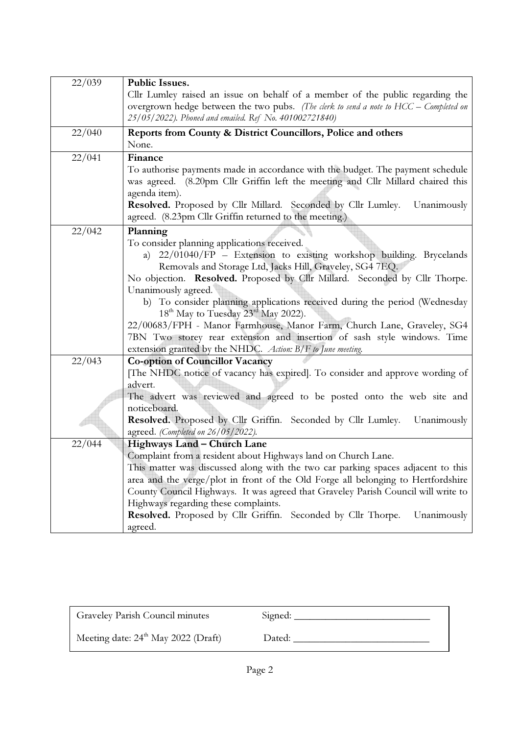| | |
|---|---|
| 22/039 | **Public Issues.**<br>Cllr Lumley raised an issue on behalf of a member of the public regarding the overgrown hedge between the two pubs. *(The clerk to send a note to HCC – Completed on 25/05/2022). Phoned and emailed. Ref No. 401002721840)* |
| 22/040 | **Reports from County & District Councillors, Police and others**<br>None. |
| 22/041 | **Finance**<br>To authorise payments made in accordance with the budget. The payment schedule was agreed. (8.20pm Cllr Griffin left the meeting and Cllr Millard chaired this agenda item).<br>**Resolved.** Proposed by Cllr Millard. Seconded by Cllr Lumley. Unanimously agreed. (8.23pm Cllr Griffin returned to the meeting.) |
| 22/042 | **Planning**<br>To consider planning applications received.<br>a) 22/01040/FP – Extension to existing workshop building. Brycelands Removals and Storage Ltd, Jacks Hill, Graveley, SG4 7EQ.<br>No objection. **Resolved.** Proposed by Cllr Millard. Seconded by Cllr Thorpe. Unanimously agreed.<br>b) To consider planning applications received during the period (Wednesday 18th May to Tuesday 23rd May 2022).<br>22/00683/FPH - Manor Farmhouse, Manor Farm, Church Lane, Graveley, SG4 7BN Two storey rear extension and insertion of sash style windows. Time extension granted by the NHDC. *Action: B/F to June meeting.* |
| 22/043 | **Co-option of Councillor Vacancy**<br>[The NHDC notice of vacancy has expired]. To consider and approve wording of advert.<br>The advert was reviewed and agreed to be posted onto the web site and noticeboard.<br>**Resolved.** Proposed by Cllr Griffin. Seconded by Cllr Lumley. Unanimously agreed. *(Completed on 26/05/2022).* |
| 22/044 | **Highways Land – Church Lane**<br>Complaint from a resident about Highways land on Church Lane.<br>This matter was discussed along with the two car parking spaces adjacent to this area and the verge/plot in front of the Old Forge all belonging to Hertfordshire County Council Highways. It was agreed that Graveley Parish Council will write to Highways regarding these complaints.<br>**Resolved.** Proposed by Cllr Griffin. Seconded by Cllr Thorpe. Unanimously agreed. |

| | |
|---|---|
| Graveley Parish Council minutes | Signed: ___________________________ |
| Meeting date: 24th May 2022 (Draft) | Dated: ___________________________ |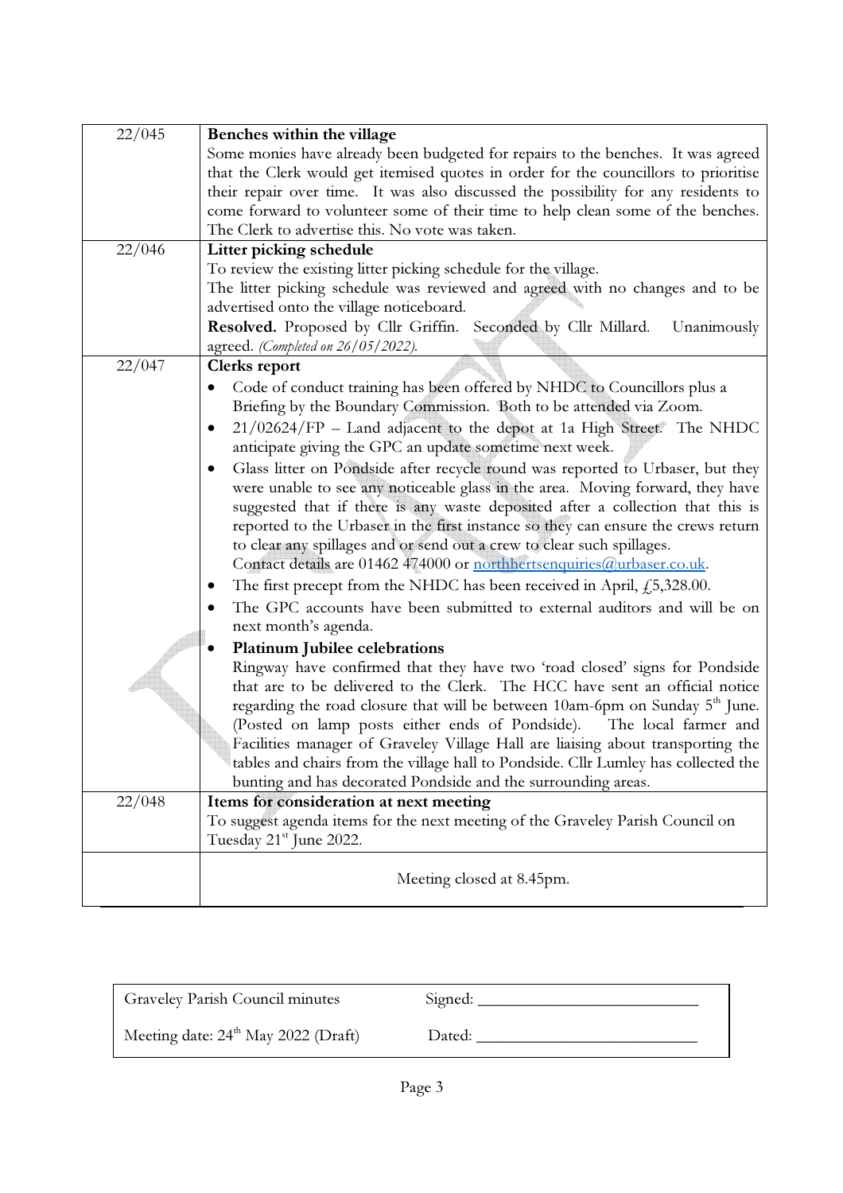| | |
|---|---|
| 22/045 | **Benches within the village**<br>Some monies have already been budgeted for repairs to the benches. It was agreed that the Clerk would get itemised quotes in order for the councillors to prioritise their repair over time. It was also discussed the possibility for any residents to come forward to volunteer some of their time to help clean some of the benches. The Clerk to advertise this. No vote was taken. |
| 22/046 | **Litter picking schedule**<br>To review the existing litter picking schedule for the village.<br>The litter picking schedule was reviewed and agreed with no changes and to be advertised onto the village noticeboard.<br>**Resolved.** Proposed by Cllr Griffin. Seconded by Cllr Millard. Unanimously agreed. *(Completed on 26/05/2022).* |
| 22/047 | **Clerks report**<br>• Code of conduct training has been offered by NHDC to Councillors plus a Briefing by the Boundary Commission. Both to be attended via Zoom.<br>• 21/02624/FP – Land adjacent to the depot at 1a High Street. The NHDC anticipate giving the GPC an update sometime next week.<br>• Glass litter on Pondside after recycle round was reported to Urbaser, but they were unable to see any noticeable glass in the area. Moving forward, they have suggested that if there is any waste deposited after a collection that this is reported to the Urbaser in the first instance so they can ensure the crews return to clear any spillages and or send out a crew to clear such spillages.<br>Contact details are 01462 474000 or northhertsenquiries@urbaser.co.uk.<br>• The first precept from the NHDC has been received in April, £5,328.00.<br>• The GPC accounts have been submitted to external auditors and will be on next month's agenda.<br>• **Platinum Jubilee celebrations**<br>Ringway have confirmed that they have two 'road closed' signs for Pondside that are to be delivered to the Clerk. The HCC have sent an official notice regarding the road closure that will be between 10am-6pm on Sunday 5th June. (Posted on lamp posts either ends of Pondside). The local farmer and Facilities manager of Graveley Village Hall are liaising about transporting the tables and chairs from the village hall to Pondside. Cllr Lumley has collected the bunting and has decorated Pondside and the surrounding areas. |
| 22/048 | **Items for consideration at next meeting**<br>To suggest agenda items for the next meeting of the Graveley Parish Council on Tuesday 21st June 2022. |
| | Meeting closed at 8.45pm. |

| | |
|---|---|
| Graveley Parish Council minutes | Signed: ___________________________ |
| Meeting date: 24th May 2022 (Draft) | Dated: ___________________________ |